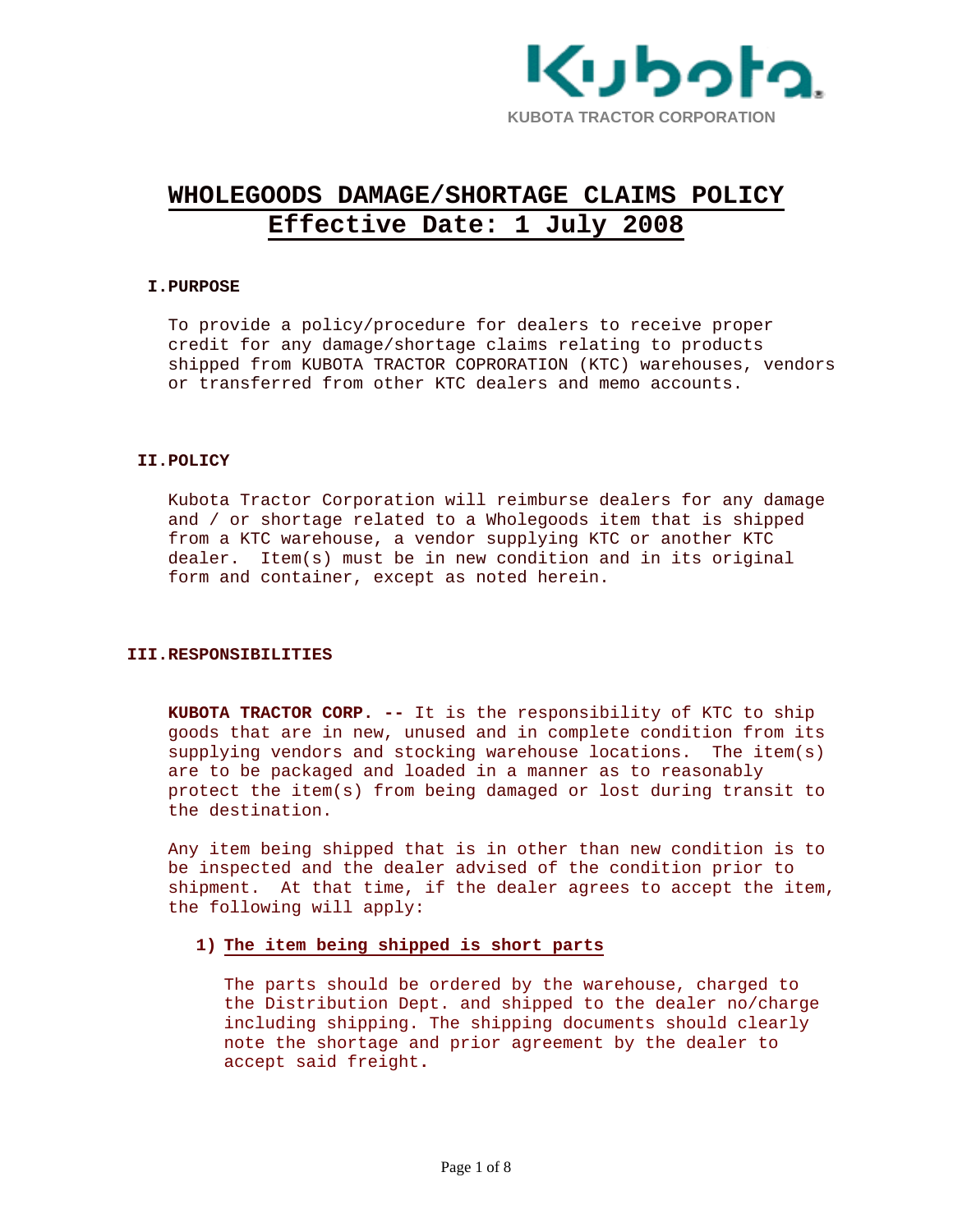KUBOTA TRACTOR CORPORATION

# WHOLEGOODS DAMAGE/SHORTAGE CLAIMS POLICY
# Effective Date: 1 July 2008

## I. PURPOSE

To provide a policy/procedure for dealers to receive proper credit for any damage/shortage claims relating to products shipped from KUBOTA TRACTOR COPRORATION (KTC) warehouses, vendors or transferred from other KTC dealers and memo accounts.

## II. POLICY

Kubota Tractor Corporation will reimburse dealers for any damage and / or shortage related to a Wholegoods item that is shipped from a KTC warehouse, a vendor supplying KTC or another KTC dealer. Item(s) must be in new condition and in its original form and container, except as noted herein.

## III. RESPONSIBILITIES

**KUBOTA TRACTOR CORP. --** It is the responsibility of KTC to ship goods that are in new, unused and in complete condition from its supplying vendors and stocking warehouse locations. The item(s) are to be packaged and loaded in a manner as to reasonably protect the item(s) from being damaged or lost during transit to the destination.

Any item being shipped that is in other than new condition is to be inspected and the dealer advised of the condition prior to shipment. At that time, if the dealer agrees to accept the item, the following will apply:

**1) The item being shipped is short parts**

The parts should be ordered by the warehouse, charged to the Distribution Dept. and shipped to the dealer no/charge including shipping. The shipping documents should clearly note the shortage and prior agreement by the dealer to accept said freight.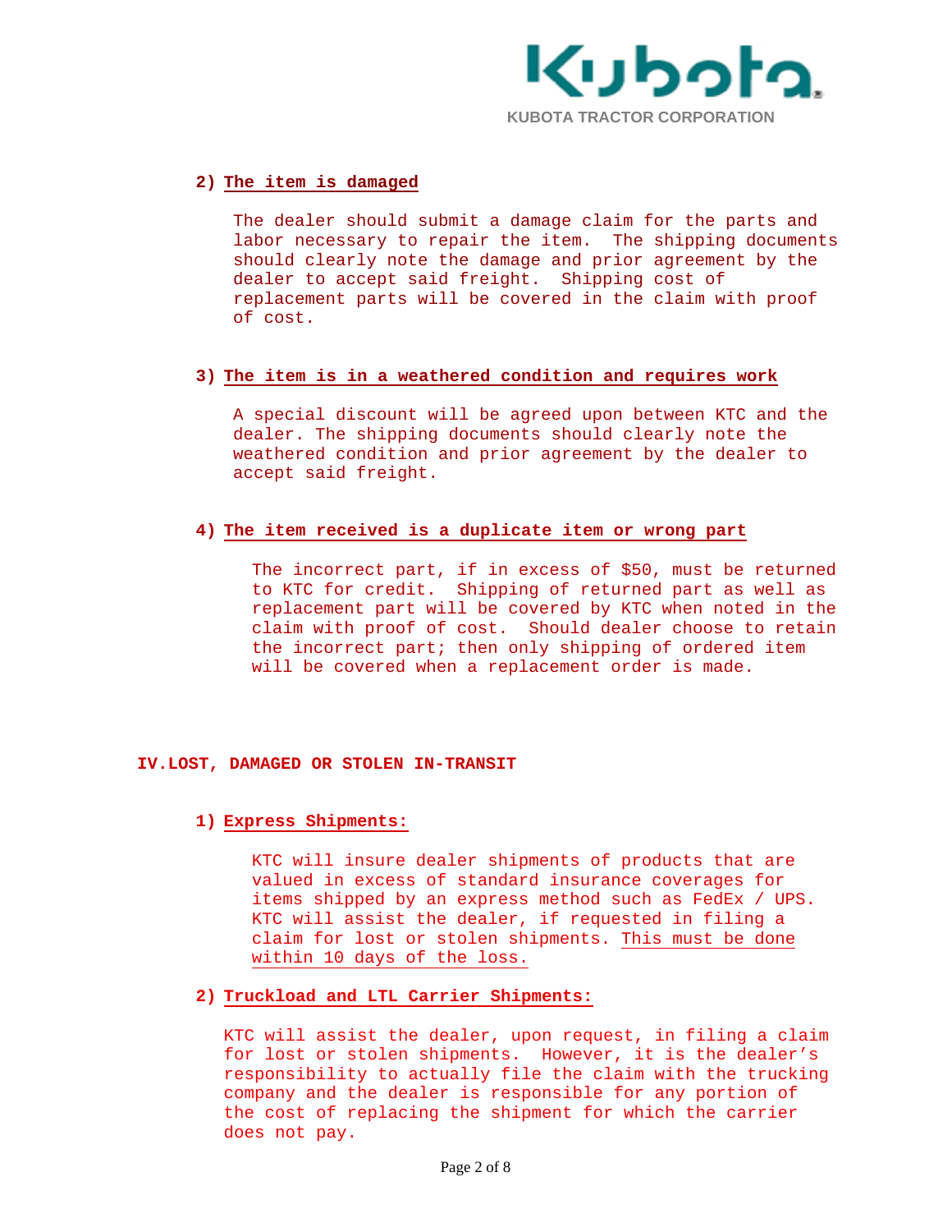#### 2) The item is damaged

The dealer should submit a damage claim for the parts and labor necessary to repair the item. The shipping documents should clearly note the damage and prior agreement by the dealer to accept said freight. Shipping cost of replacement parts will be covered in the claim with proof of cost.

#### 3) The item is in a weathered condition and requires work

A special discount will be agreed upon between KTC and the dealer. The shipping documents should clearly note the weathered condition and prior agreement by the dealer to accept said freight.

#### 4) The item received is a duplicate item or wrong part

The incorrect part, if in excess of $50, must be returned to KTC for credit. Shipping of returned part as well as replacement part will be covered by KTC when noted in the claim with proof of cost. Should dealer choose to retain the incorrect part; then only shipping of ordered item will be covered when a replacement order is made.

## IV. LOST, DAMAGED OR STOLEN IN-TRANSIT

#### 1) Express Shipments:

KTC will insure dealer shipments of products that are valued in excess of standard insurance coverages for items shipped by an express method such as FedEx / UPS. KTC will assist the dealer, if requested in filing a claim for lost or stolen shipments. <u>This must be done within 10 days of the loss.</u>

#### 2) Truckload and LTL Carrier Shipments:

KTC will assist the dealer, upon request, in filing a claim for lost or stolen shipments. However, it is the dealer's responsibility to actually file the claim with the trucking company and the dealer is responsible for any portion of the cost of replacing the shipment for which the carrier does not pay.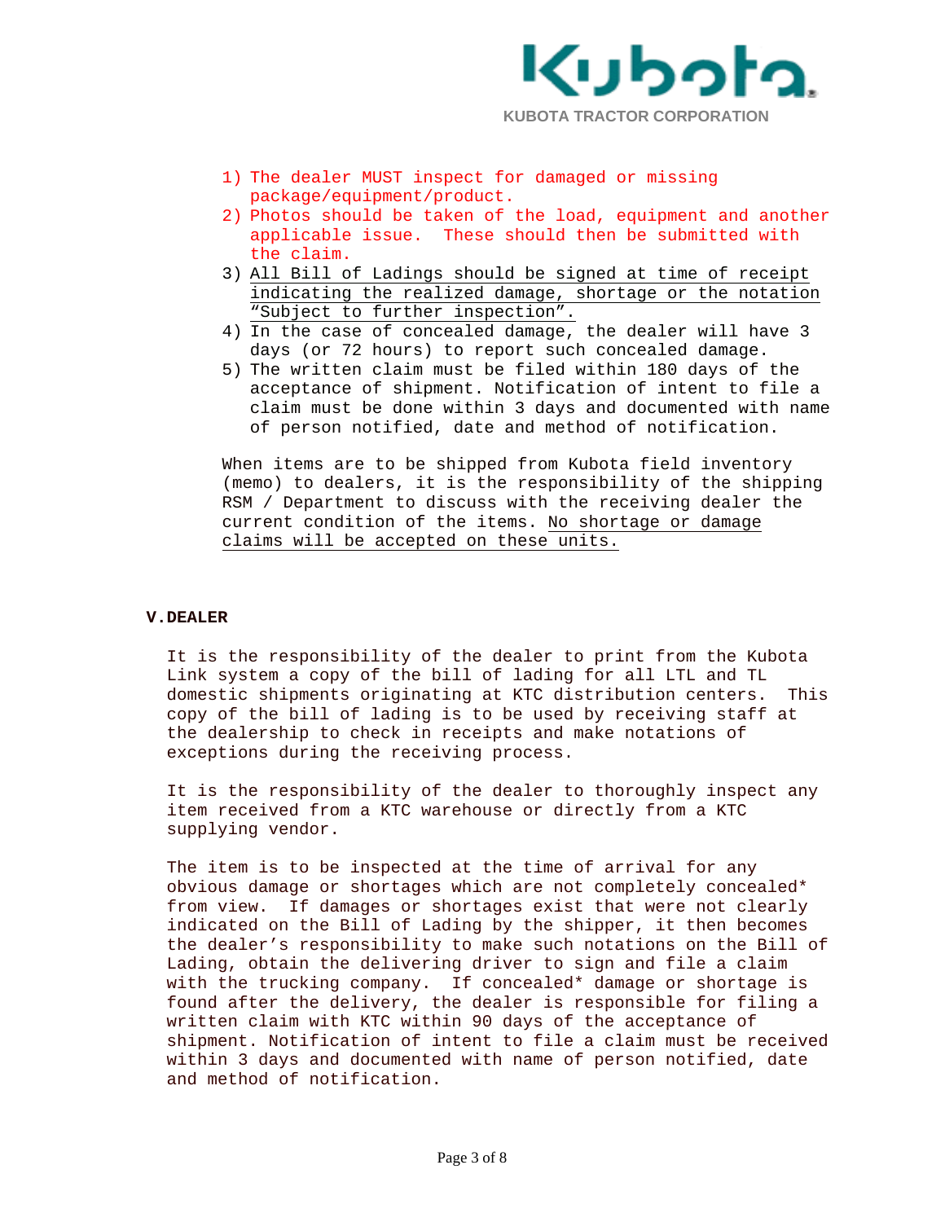1) The dealer MUST inspect for damaged or missing package/equipment/product.
2) Photos should be taken of the load, equipment and another applicable issue. These should then be submitted with the claim.
3) All Bill of Ladings should be signed at time of receipt indicating the realized damage, shortage or the notation "Subject to further inspection".
4) In the case of concealed damage, the dealer will have 3 days (or 72 hours) to report such concealed damage.
5) The written claim must be filed within 180 days of the acceptance of shipment. Notification of intent to file a claim must be done within 3 days and documented with name of person notified, date and method of notification.

When items are to be shipped from Kubota field inventory (memo) to dealers, it is the responsibility of the shipping RSM / Department to discuss with the receiving dealer the current condition of the items. No shortage or damage claims will be accepted on these units.

## V. DEALER

It is the responsibility of the dealer to print from the Kubota Link system a copy of the bill of lading for all LTL and TL domestic shipments originating at KTC distribution centers. This copy of the bill of lading is to be used by receiving staff at the dealership to check in receipts and make notations of exceptions during the receiving process.

It is the responsibility of the dealer to thoroughly inspect any item received from a KTC warehouse or directly from a KTC supplying vendor.

The item is to be inspected at the time of arrival for any obvious damage or shortages which are not completely concealed* from view. If damages or shortages exist that were not clearly indicated on the Bill of Lading by the shipper, it then becomes the dealer's responsibility to make such notations on the Bill of Lading, obtain the delivering driver to sign and file a claim with the trucking company. If concealed* damage or shortage is found after the delivery, the dealer is responsible for filing a written claim with KTC within 90 days of the acceptance of shipment. Notification of intent to file a claim must be received within 3 days and documented with name of person notified, date and method of notification.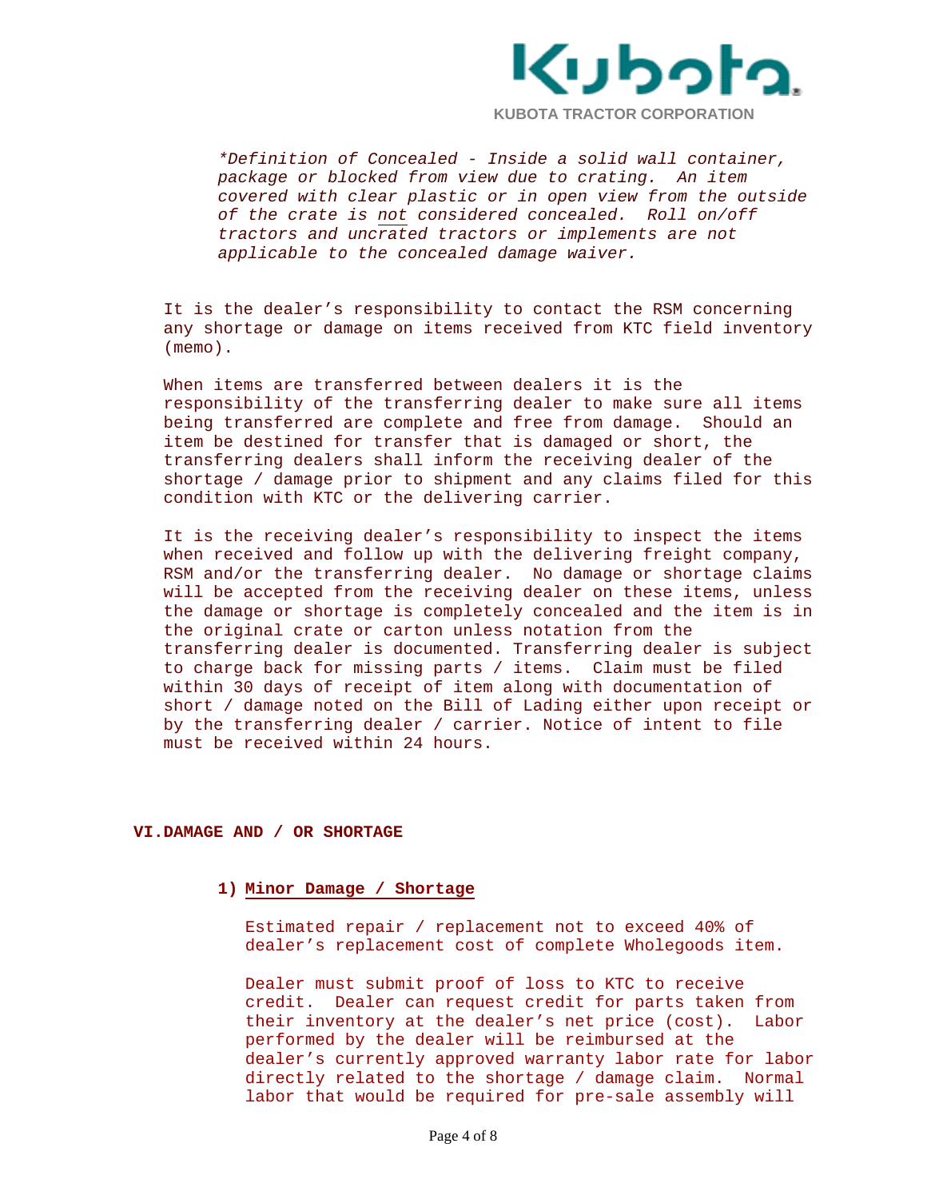*\*Definition of Concealed - Inside a solid wall container, package or blocked from view due to crating. An item covered with clear plastic or in open view from the outside of the crate is <u>not</u> considered concealed. Roll on/off tractors and uncrated tractors or implements are not applicable to the concealed damage waiver.*

It is the dealer's responsibility to contact the RSM concerning any shortage or damage on items received from KTC field inventory (memo).

When items are transferred between dealers it is the responsibility of the transferring dealer to make sure all items being transferred are complete and free from damage. Should an item be destined for transfer that is damaged or short, the transferring dealers shall inform the receiving dealer of the shortage / damage prior to shipment and any claims filed for this condition with KTC or the delivering carrier.

It is the receiving dealer's responsibility to inspect the items when received and follow up with the delivering freight company, RSM and/or the transferring dealer. No damage or shortage claims will be accepted from the receiving dealer on these items, unless the damage or shortage is completely concealed and the item is in the original crate or carton unless notation from the transferring dealer is documented. Transferring dealer is subject to charge back for missing parts / items. Claim must be filed within 30 days of receipt of item along with documentation of short / damage noted on the Bill of Lading either upon receipt or by the transferring dealer / carrier. Notice of intent to file must be received within 24 hours.

## VI. DAMAGE AND / OR SHORTAGE

### 1) <u>Minor Damage / Shortage</u>

Estimated repair / replacement not to exceed 40% of dealer's replacement cost of complete Wholegoods item.

Dealer must submit proof of loss to KTC to receive credit. Dealer can request credit for parts taken from their inventory at the dealer's net price (cost). Labor performed by the dealer will be reimbursed at the dealer's currently approved warranty labor rate for labor directly related to the shortage / damage claim. Normal labor that would be required for pre-sale assembly will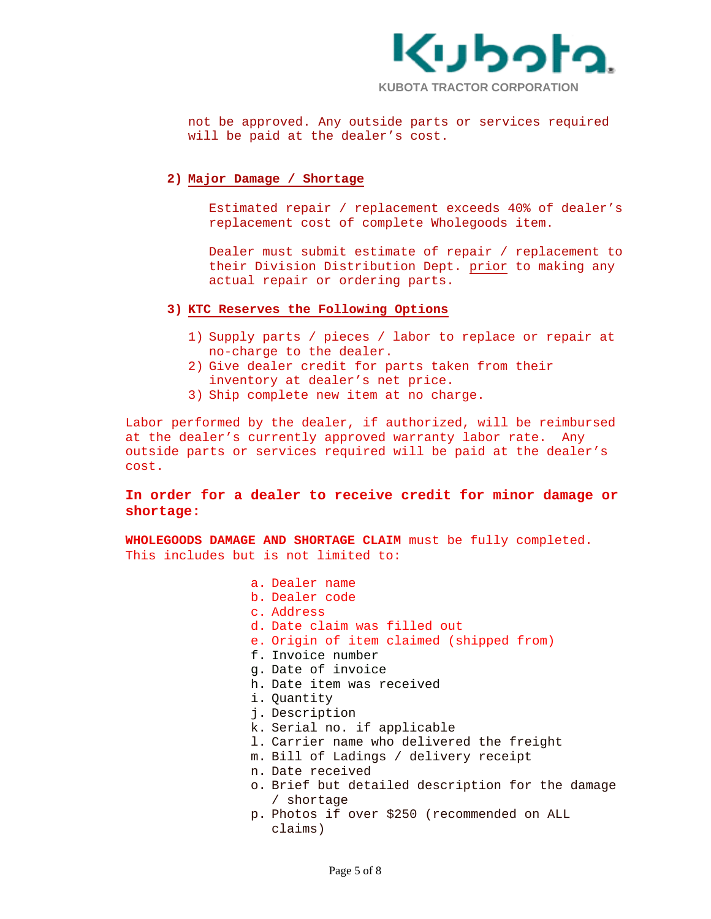not be approved. Any outside parts or services required will be paid at the dealer's cost.

2) **Major Damage / Shortage**

Estimated repair / replacement exceeds 40% of dealer's replacement cost of complete Wholegoods item.

Dealer must submit estimate of repair / replacement to their Division Distribution Dept. prior to making any actual repair or ordering parts.

3) **KTC Reserves the Following Options**

1) Supply parts / pieces / labor to replace or repair at no-charge to the dealer.
2) Give dealer credit for parts taken from their inventory at dealer's net price.
3) Ship complete new item at no charge.

Labor performed by the dealer, if authorized, will be reimbursed at the dealer's currently approved warranty labor rate. Any outside parts or services required will be paid at the dealer's cost.

**In order for a dealer to receive credit for minor damage or shortage:**

**WHOLEGOODS DAMAGE AND SHORTAGE CLAIM** must be fully completed. This includes but is not limited to:

a. Dealer name
b. Dealer code
c. Address
d. Date claim was filled out
e. Origin of item claimed (shipped from)
f. Invoice number
g. Date of invoice
h. Date item was received
i. Quantity
j. Description
k. Serial no. if applicable
l. Carrier name who delivered the freight
m. Bill of Ladings / delivery receipt
n. Date received
o. Brief but detailed description for the damage / shortage
p. Photos if over $250 (recommended on ALL claims)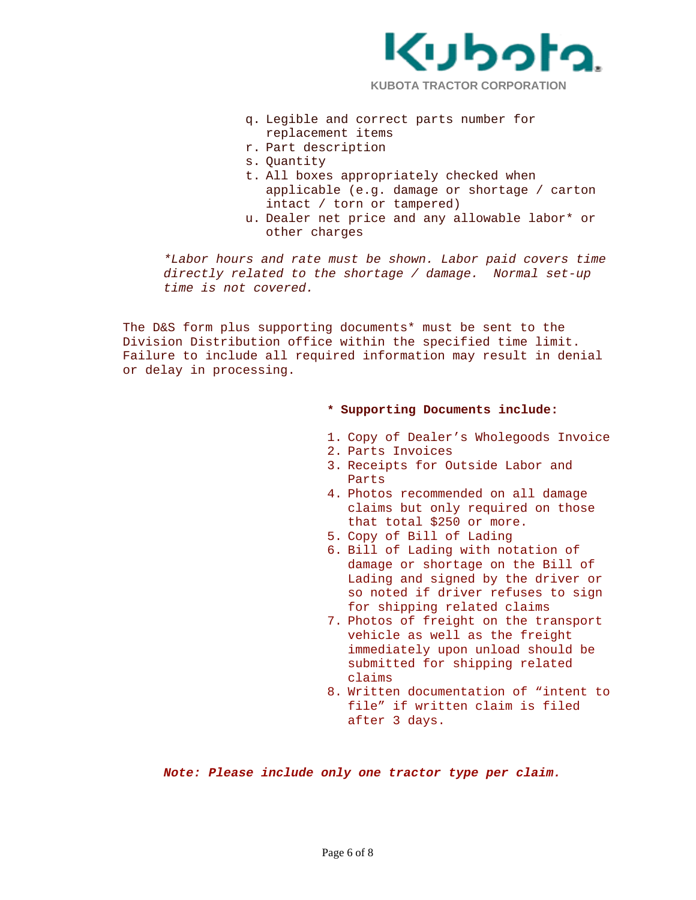q. Legible and correct parts number for replacement items
r. Part description
s. Quantity
t. All boxes appropriately checked when applicable (e.g. damage or shortage / carton intact / torn or tampered)
u. Dealer net price and any allowable labor* or other charges

*\*Labor hours and rate must be shown. Labor paid covers time directly related to the shortage / damage. Normal set-up time is not covered.*

The D&S form plus supporting documents* must be sent to the Division Distribution office within the specified time limit. Failure to include all required information may result in denial or delay in processing.

**\* Supporting Documents include:**

1. Copy of Dealer's Wholegoods Invoice
2. Parts Invoices
3. Receipts for Outside Labor and Parts
4. Photos recommended on all damage claims but only required on those that total $250 or more.
5. Copy of Bill of Lading
6. Bill of Lading with notation of damage or shortage on the Bill of Lading and signed by the driver or so noted if driver refuses to sign for shipping related claims
7. Photos of freight on the transport vehicle as well as the freight immediately upon unload should be submitted for shipping related claims
8. Written documentation of "intent to file" if written claim is filed after 3 days.

***Note: Please include only one tractor type per claim.***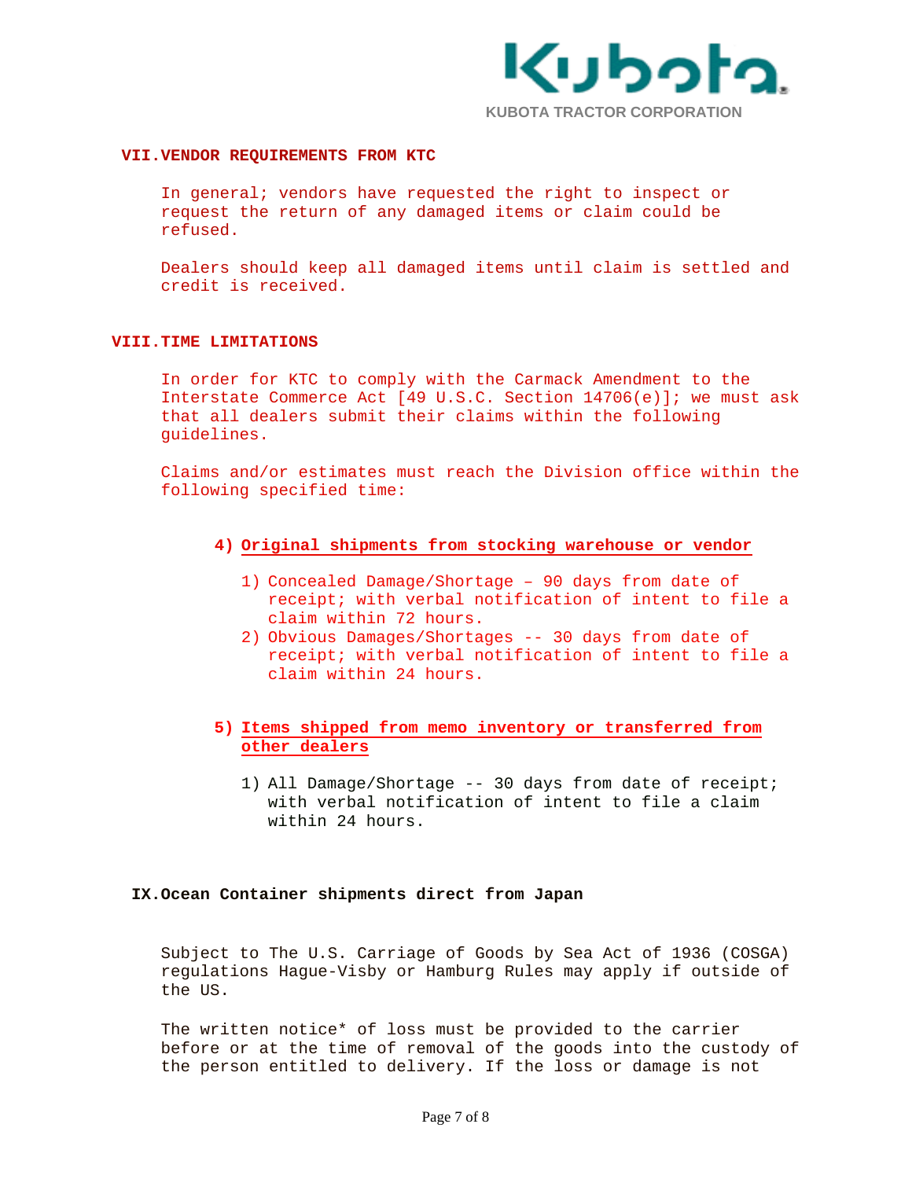KUBOTA TRACTOR CORPORATION

## VII. VENDOR REQUIREMENTS FROM KTC

In general; vendors have requested the right to inspect or request the return of any damaged items or claim could be refused.

Dealers should keep all damaged items until claim is settled and credit is received.

## VIII. TIME LIMITATIONS

In order for KTC to comply with the Carmack Amendment to the Interstate Commerce Act [49 U.S.C. Section 14706(e)]; we must ask that all dealers submit their claims within the following guidelines.

Claims and/or estimates must reach the Division office within the following specified time:

4) **Original shipments from stocking warehouse or vendor**

   1) Concealed Damage/Shortage – 90 days from date of receipt; with verbal notification of intent to file a claim within 72 hours.
   2) Obvious Damages/Shortages -- 30 days from date of receipt; with verbal notification of intent to file a claim within 24 hours.

5) **Items shipped from memo inventory or transferred from other dealers**

   1) All Damage/Shortage -- 30 days from date of receipt; with verbal notification of intent to file a claim within 24 hours.

## IX. Ocean Container shipments direct from Japan

Subject to The U.S. Carriage of Goods by Sea Act of 1936 (COSGA) regulations Hague-Visby or Hamburg Rules may apply if outside of the US.

The written notice* of loss must be provided to the carrier before or at the time of removal of the goods into the custody of the person entitled to delivery. If the loss or damage is not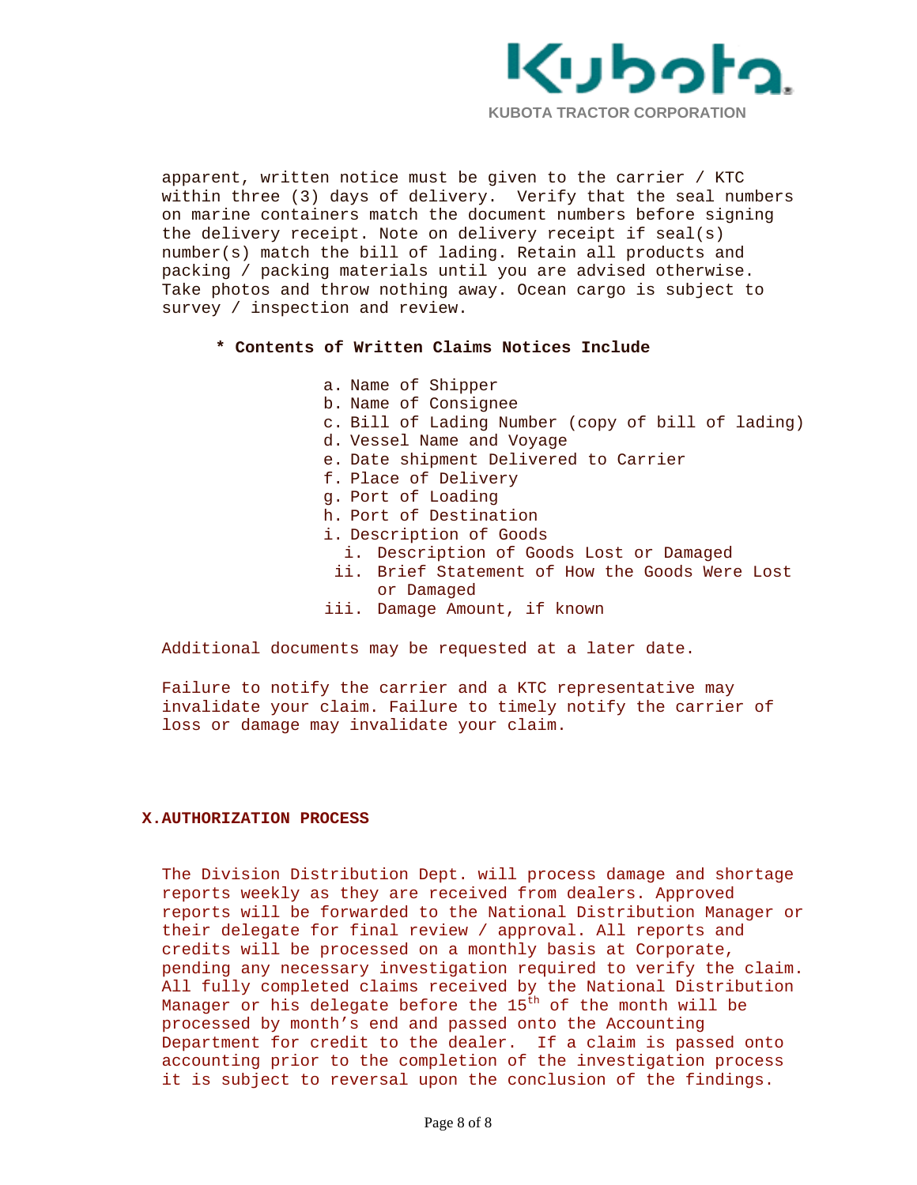apparent, written notice must be given to the carrier / KTC within three (3) days of delivery. Verify that the seal numbers on marine containers match the document numbers before signing the delivery receipt. Note on delivery receipt if seal(s) number(s) match the bill of lading. Retain all products and packing / packing materials until you are advised otherwise. Take photos and throw nothing away. Ocean cargo is subject to survey / inspection and review.

**\* Contents of Written Claims Notices Include**

a. Name of Shipper
b. Name of Consignee
c. Bill of Lading Number (copy of bill of lading)
d. Vessel Name and Voyage
e. Date shipment Delivered to Carrier
f. Place of Delivery
g. Port of Loading
h. Port of Destination
i. Description of Goods
   i. Description of Goods Lost or Damaged
   ii. Brief Statement of How the Goods Were Lost or Damaged
   iii. Damage Amount, if known

Additional documents may be requested at a later date.

Failure to notify the carrier and a KTC representative may invalidate your claim. Failure to timely notify the carrier of loss or damage may invalidate your claim.

## X. AUTHORIZATION PROCESS

The Division Distribution Dept. will process damage and shortage reports weekly as they are received from dealers. Approved reports will be forwarded to the National Distribution Manager or their delegate for final review / approval. All reports and credits will be processed on a monthly basis at Corporate, pending any necessary investigation required to verify the claim. All fully completed claims received by the National Distribution Manager or his delegate before the 15th of the month will be processed by month's end and passed onto the Accounting Department for credit to the dealer. If a claim is passed onto accounting prior to the completion of the investigation process it is subject to reversal upon the conclusion of the findings.